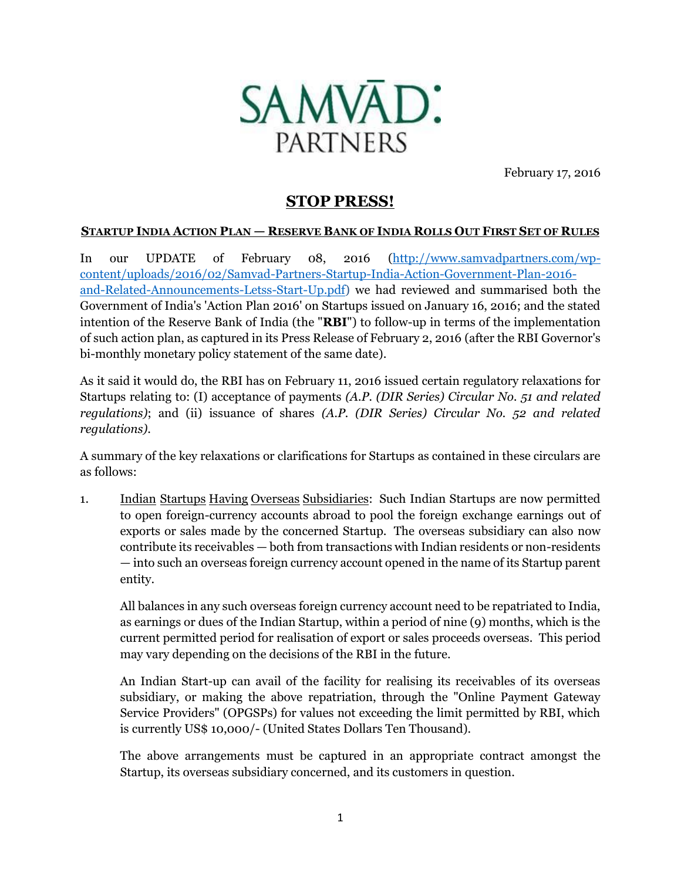SAMVĀD: PARTNERS

February 17, 2016

# STOP PRESS!

## STARTUP INDIA ACTION PLAN — RESERVE BANK OF INDIA ROLLS OUT FIRST SET OF RULES

In our UPDATE of February 08, 2016 (http://www.samvadpartners.com/wp-content/uploads/2016/02/Samvad-Partners-Startup-India-Action-Government-Plan-2016-and-Related-Announcements-Letss-Start-Up.pdf) we had reviewed and summarised both the Government of India's 'Action Plan 2016' on Startups issued on January 16, 2016; and the stated intention of the Reserve Bank of India (the "**RBI**") to follow-up in terms of the implementation of such action plan, as captured in its Press Release of February 2, 2016 (after the RBI Governor's bi-monthly monetary policy statement of the same date).

As it said it would do, the RBI has on February 11, 2016 issued certain regulatory relaxations for Startups relating to: (I) acceptance of payments *(A.P. (DIR Series) Circular No. 51 and related regulations)*; and (ii) issuance of shares *(A.P. (DIR Series) Circular No. 52 and related regulations)*.

A summary of the key relaxations or clarifications for Startups as contained in these circulars are as follows:

1. Indian Startups Having Overseas Subsidiaries: Such Indian Startups are now permitted to open foreign-currency accounts abroad to pool the foreign exchange earnings out of exports or sales made by the concerned Startup. The overseas subsidiary can also now contribute its receivables — both from transactions with Indian residents or non-residents — into such an overseas foreign currency account opened in the name of its Startup parent entity.

   All balances in any such overseas foreign currency account need to be repatriated to India, as earnings or dues of the Indian Startup, within a period of nine (9) months, which is the current permitted period for realisation of export or sales proceeds overseas. This period may vary depending on the decisions of the RBI in the future.

   An Indian Start-up can avail of the facility for realising its receivables of its overseas subsidiary, or making the above repatriation, through the "Online Payment Gateway Service Providers" (OPGSPs) for values not exceeding the limit permitted by RBI, which is currently US$ 10,000/- (United States Dollars Ten Thousand).

   The above arrangements must be captured in an appropriate contract amongst the Startup, its overseas subsidiary concerned, and its customers in question.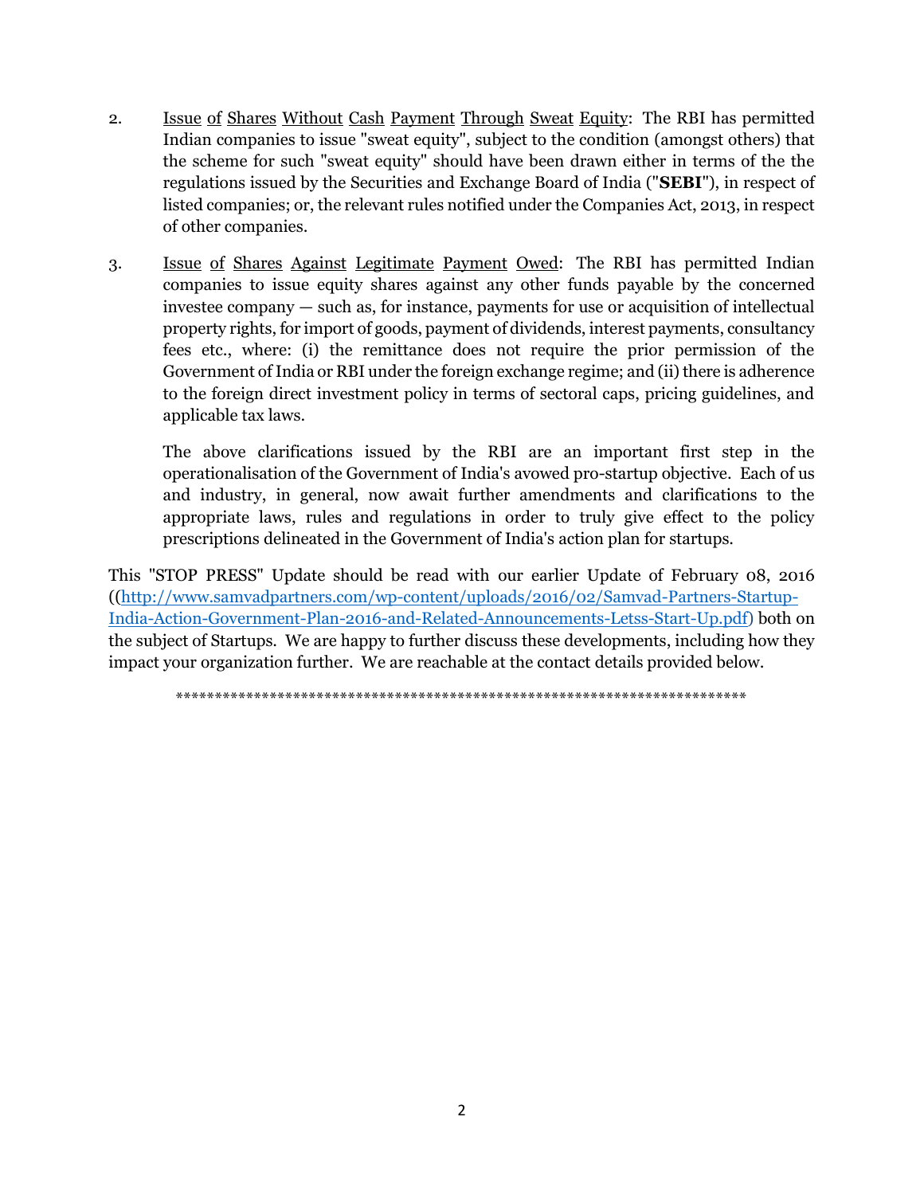2. Issue of Shares Without Cash Payment Through Sweat Equity: The RBI has permitted Indian companies to issue "sweat equity", subject to the condition (amongst others) that the scheme for such "sweat equity" should have been drawn either in terms of the the regulations issued by the Securities and Exchange Board of India ("**SEBI**"), in respect of listed companies; or, the relevant rules notified under the Companies Act, 2013, in respect of other companies.

3. Issue of Shares Against Legitimate Payment Owed: The RBI has permitted Indian companies to issue equity shares against any other funds payable by the concerned investee company — such as, for instance, payments for use or acquisition of intellectual property rights, for import of goods, payment of dividends, interest payments, consultancy fees etc., where: (i) the remittance does not require the prior permission of the Government of India or RBI under the foreign exchange regime; and (ii) there is adherence to the foreign direct investment policy in terms of sectoral caps, pricing guidelines, and applicable tax laws.

   The above clarifications issued by the RBI are an important first step in the operationalisation of the Government of India's avowed pro-startup objective. Each of us and industry, in general, now await further amendments and clarifications to the appropriate laws, rules and regulations in order to truly give effect to the policy prescriptions delineated in the Government of India's action plan for startups.

This "STOP PRESS" Update should be read with our earlier Update of February 08, 2016 ((http://www.samvadpartners.com/wp-content/uploads/2016/02/Samvad-Partners-Startup-India-Action-Government-Plan-2016-and-Related-Announcements-Letss-Start-Up.pdf) both on the subject of Startups. We are happy to further discuss these developments, including how they impact your organization further. We are reachable at the contact details provided below.

***************************************************************************